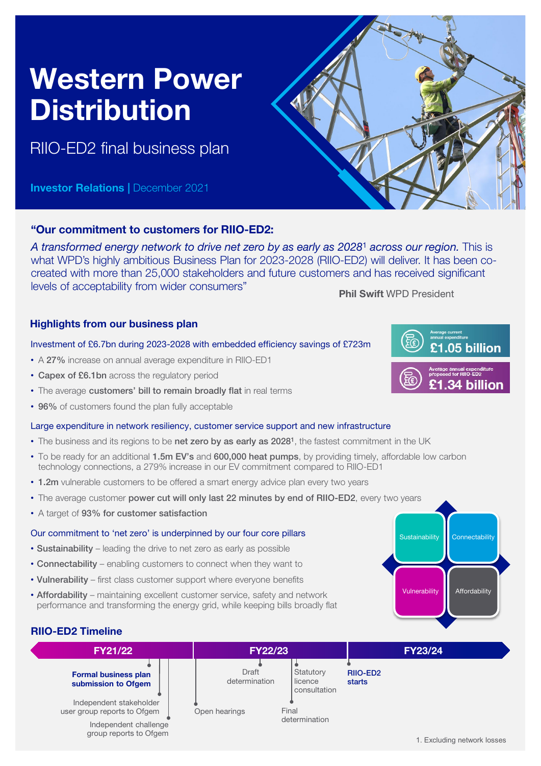# Western Power Distribution

RIIO-ED2 final business plan

**Investor Relations** | December 2021

### "Our commitment to customers for RIIO-ED2:

*A transformed energy network to drive net zero by as early as 2028[1] across our region.* This is what WPD's highly ambitious Business Plan for 2023-2028 (RIIO-ED2) will deliver. It has been co-created with more than 25,000 stakeholders and future customers and has received significant levels of acceptability from wider consumers"

**Phil Swift** WPD President

### Highlights from our business plan

Average current annual expenditure **£1.05 billion**

Average annual expenditure proposed for RIIO-ED2 **£1.34 billion**

Investment of £6.7bn during 2023-2028 with embedded efficiency savings of £723m

- A **27%** increase on annual average expenditure in RIIO-ED1
- **Capex of £6.1bn** across the regulatory period
- The average **customers' bill to remain broadly flat** in real terms
- **96%** of customers found the plan fully acceptable

Large expenditure in network resiliency, customer service support and new infrastructure

- The business and its regions to be **net zero by as early as 2028[1]**, the fastest commitment in the UK
- To be ready for an additional **1.5m EV's** and **600,000 heat pumps**, by providing timely, affordable low carbon technology connections, a 279% increase in our EV commitment compared to RIIO-ED1
- **1.2m** vulnerable customers to be offered a smart energy advice plan every two years
- The average customer **power cut will only last 22 minutes by end of RIIO-ED2**, every two years
- A target of **93% for customer satisfaction**

Our commitment to 'net zero' is underpinned by our four core pillars

- **Sustainability** – leading the drive to net zero as early as possible
- **Connectability** – enabling customers to connect when they want to
- **Vulnerability** – first class customer support where everyone benefits
- **Affordability** – maintaining excellent customer service, safety and network performance and transforming the energy grid, while keeping bills broadly flat

Sustainability | Connectability | Vulnerability | Affordability

### RIIO-ED2 Timeline

**FY21/22**
- **Formal business plan submission to Ofgem**
- Independent stakeholder user group reports to Ofgem
- Independent challenge group reports to Ofgem

**FY22/23**
- Open hearings
- Draft determination
- Statutory licence consultation
- Final determination

**FY23/24**
- **RIIO-ED2 starts**

1. Excluding network losses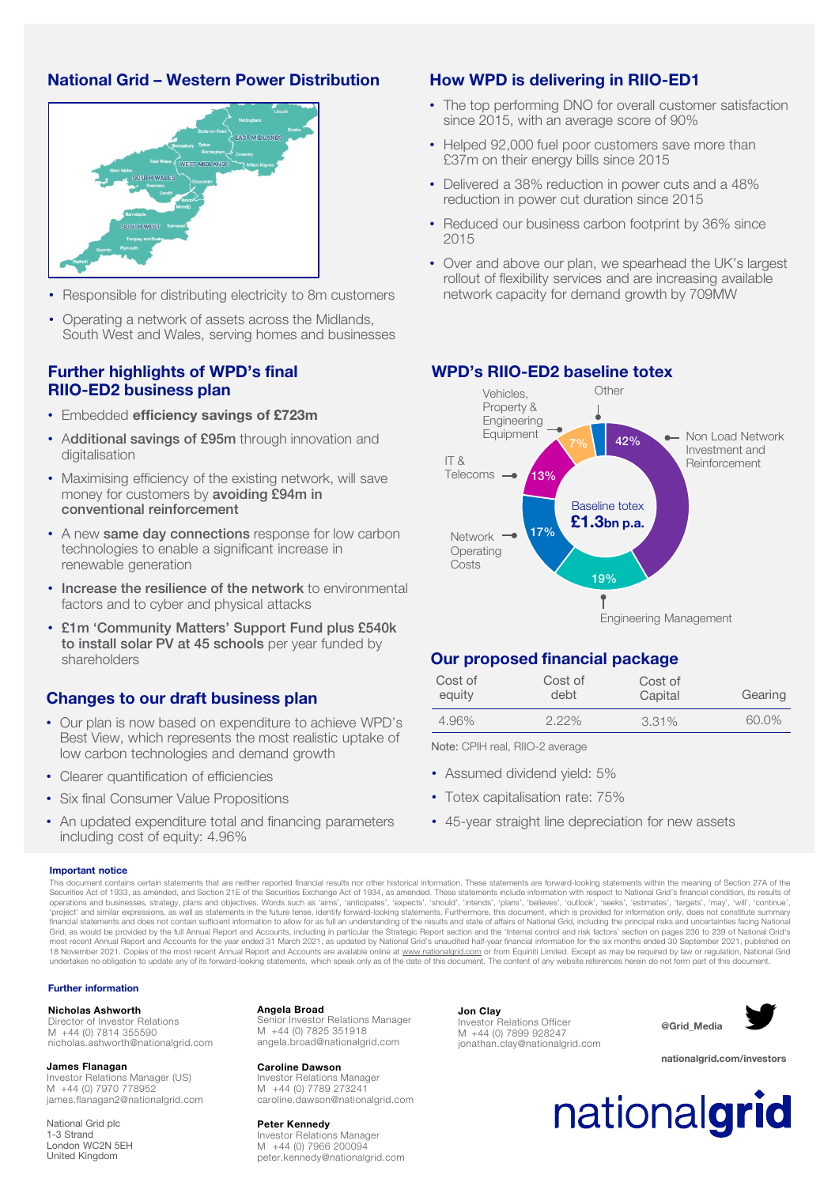## National Grid – Western Power Distribution

Lincoln
Nottingham
Boston
Stoke-on-Trent
EAST MIDLANDS
Shrewsbury
Tipton
Birmingham
Coventry
East Wales
WEST MIDLANDS
Milton Keynes
West Wales
SOUTH WALES
Gloucester
Swansea
Cardiff
Bristol
Mendip
Barnstaple
SOUTH WEST
Somerset
Torquay and Exeter
Bodmin
Plymouth
Redruth

- Responsible for distributing electricity to 8m customers
- Operating a network of assets across the Midlands, South West and Wales, serving homes and businesses

## Further highlights of WPD's final RIIO-ED2 business plan

- Embedded **efficiency savings of £723m**
- **Additional savings of £95m** through innovation and digitalisation
- Maximising efficiency of the existing network, will save money for customers by **avoiding £94m in conventional reinforcement**
- A new **same day connections** response for low carbon technologies to enable a significant increase in renewable generation
- **Increase the resilience of the network** to environmental factors and to cyber and physical attacks
- **£1m 'Community Matters' Support Fund plus £540k to install solar PV at 45 schools** per year funded by shareholders

## Changes to our draft business plan

- Our plan is now based on expenditure to achieve WPD's Best View, which represents the most realistic uptake of low carbon technologies and demand growth
- Clearer quantification of efficiencies
- Six final Consumer Value Propositions
- An updated expenditure total and financing parameters including cost of equity: 4.96%

## How WPD is delivering in RIIO-ED1

- The top performing DNO for overall customer satisfaction since 2015, with an average score of 90%
- Helped 92,000 fuel poor customers save more than £37m on their energy bills since 2015
- Delivered a 38% reduction in power cuts and a 48% reduction in power cut duration since 2015
- Reduced our business carbon footprint by 36% since 2015
- Over and above our plan, we spearhead the UK's largest rollout of flexibility services and are increasing available network capacity for demand growth by 709MW

## WPD's RIIO-ED2 baseline totex

Baseline totex
**£1.3bn p.a.**

Non Load Network Investment and Reinforcement 42%
Engineering Management 19%
Network Operating Costs 17%
IT & Telecoms 13%
Vehicles, Property & Engineering Equipment 7%
Other

## Our proposed financial package

| Cost of equity | Cost of debt | Cost of Capital | Gearing |
|---|---|---|---|
| 4.96% | 2.22% | 3.31% | 60.0% |

Note: CPIH real, RIIO-2 average

- Assumed dividend yield: 5%
- Totex capitalisation rate: 75%
- 45-year straight line depreciation for new assets

**Important notice**

This document contains certain statements that are neither reported financial results nor other historical information. These statements are forward-looking statements within the meaning of Section 27A of the Securities Act of 1933, as amended, and Section 21E of the Securities Exchange Act of 1934, as amended. These statements include information with respect to National Grid's financial condition, its results of operations and businesses, strategy, plans and objectives. Words such as 'aims', 'anticipates', 'expects', 'should', 'intends', 'plans', 'believes', 'outlook', 'seeks', 'estimates', 'targets', 'may', 'will', 'continue', 'project' and similar expressions, as well as statements in the future tense, identify forward-looking statements. Furthermore, this document, which is provided for information only, does not constitute summary financial statements and does not contain sufficient information to allow for as full an understanding of the results and state of affairs of National Grid, including the principal risks and uncertainties facing National Grid, as would be provided by the full Annual Report and Accounts, including in particular the Strategic Report section and the 'Internal control and risk factors' section on pages 236 to 239 of National Grid's most recent Annual Report and Accounts for the year ended 31 March 2021, as updated by National Grid's unaudited half-year financial information for the six months ended 30 September 2021, published on 18 November 2021. Copies of the most recent Annual Report and Accounts are available online at www.nationalgrid.com or from Equiniti Limited. Except as may be required by law or regulation, National Grid undertakes no obligation to update any of its forward-looking statements, which speak only as of the date of this document. The content of any website references herein do not form part of this document.

**Further information**

**Nicholas Ashworth**
Director of Investor Relations
M +44 (0) 7814 355590
nicholas.ashworth@nationalgrid.com

**James Flanagan**
Investor Relations Manager (US)
M +44 (0) 7970 778952
james.flanagan2@nationalgrid.com

National Grid plc
1-3 Strand
London WC2N 5EH
United Kingdom

**Angela Broad**
Senior Investor Relations Manager
M +44 (0) 7825 351918
angela.broad@nationalgrid.com

**Caroline Dawson**
Investor Relations Manager
M +44 (0) 7789 273241
caroline.dawson@nationalgrid.com

**Peter Kennedy**
Investor Relations Manager
M +44 (0) 7966 200094
peter.kennedy@nationalgrid.com

**Jon Clay**
Investor Relations Officer
M +44 (0) 7899 928247
jonathan.clay@nationalgrid.com

**@Grid_Media**

**nationalgrid.com/investors**

nationalgrid